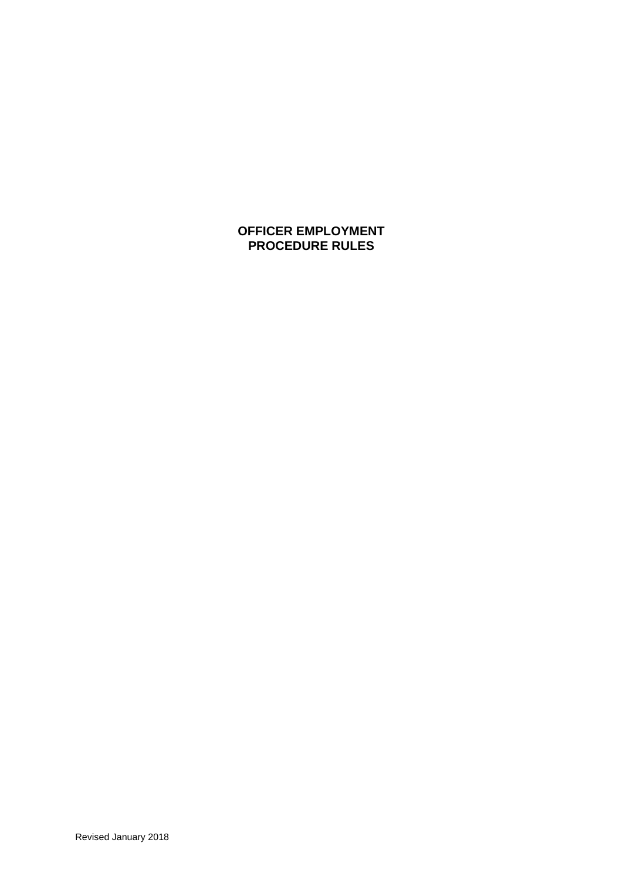# OFFICER EMPLOYMENT PROCEDURE RULES

Revised January 2018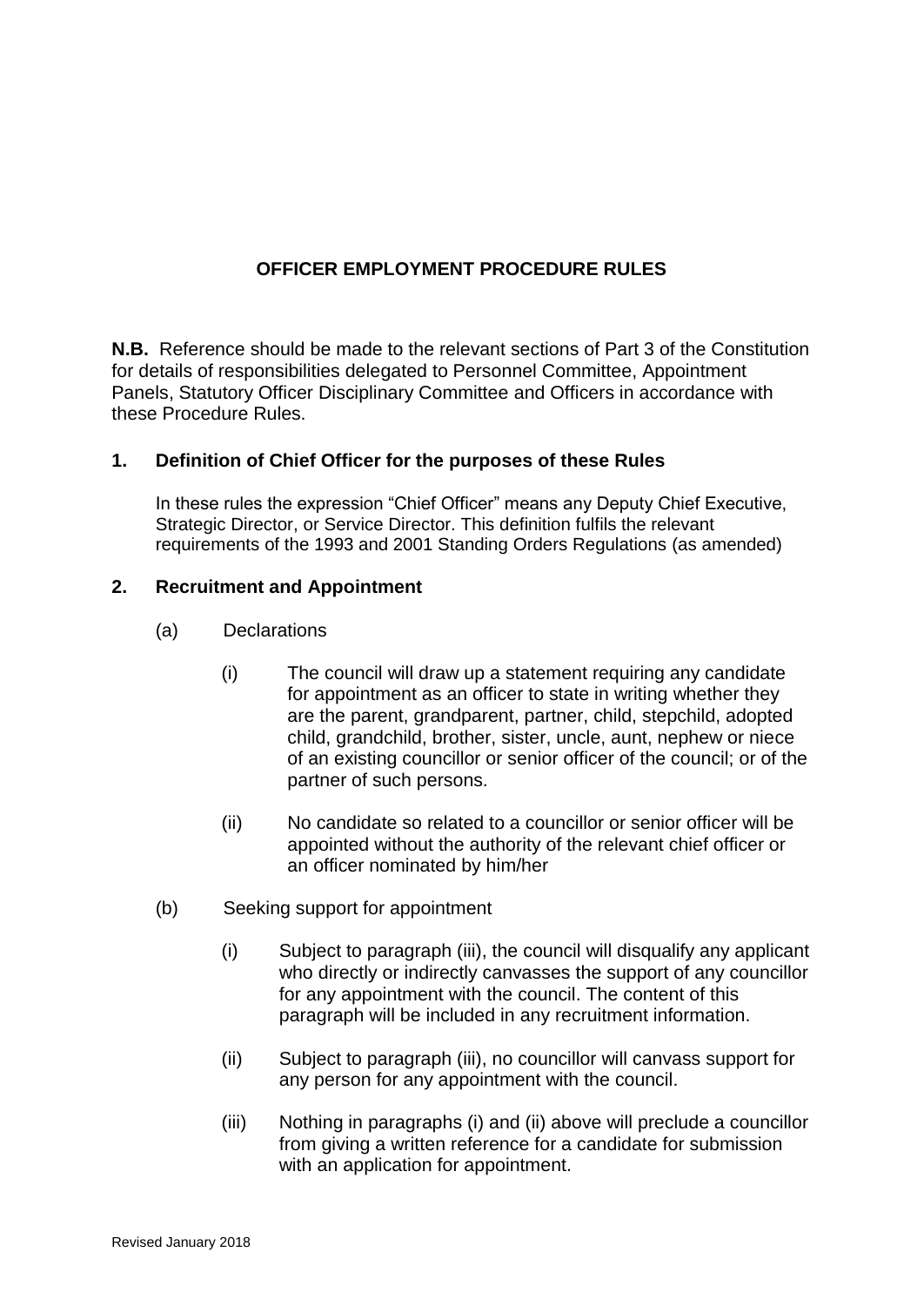# OFFICER EMPLOYMENT PROCEDURE RULES

**N.B.** Reference should be made to the relevant sections of Part 3 of the Constitution for details of responsibilities delegated to Personnel Committee, Appointment Panels, Statutory Officer Disciplinary Committee and Officers in accordance with these Procedure Rules.

## 1. Definition of Chief Officer for the purposes of these Rules

In these rules the expression "Chief Officer" means any Deputy Chief Executive, Strategic Director, or Service Director. This definition fulfils the relevant requirements of the 1993 and 2001 Standing Orders Regulations (as amended)

## 2. Recruitment and Appointment

(a) Declarations

(i) The council will draw up a statement requiring any candidate for appointment as an officer to state in writing whether they are the parent, grandparent, partner, child, stepchild, adopted child, grandchild, brother, sister, uncle, aunt, nephew or niece of an existing councillor or senior officer of the council; or of the partner of such persons.

(ii) No candidate so related to a councillor or senior officer will be appointed without the authority of the relevant chief officer or an officer nominated by him/her

(b) Seeking support for appointment

(i) Subject to paragraph (iii), the council will disqualify any applicant who directly or indirectly canvasses the support of any councillor for any appointment with the council. The content of this paragraph will be included in any recruitment information.

(ii) Subject to paragraph (iii), no councillor will canvass support for any person for any appointment with the council.

(iii) Nothing in paragraphs (i) and (ii) above will preclude a councillor from giving a written reference for a candidate for submission with an application for appointment.

Revised January 2018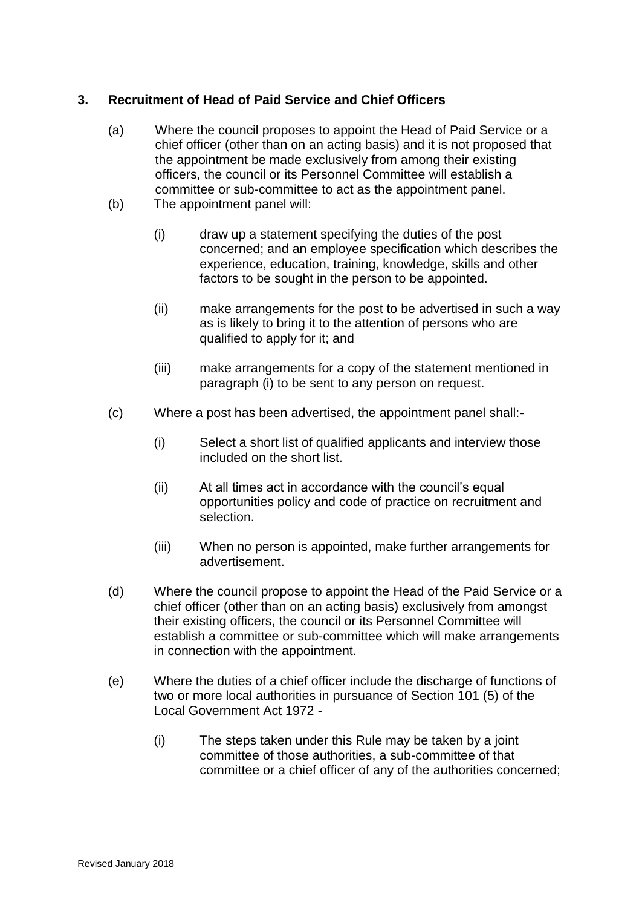## 3. Recruitment of Head of Paid Service and Chief Officers

(a) Where the council proposes to appoint the Head of Paid Service or a chief officer (other than on an acting basis) and it is not proposed that the appointment be made exclusively from among their existing officers, the council or its Personnel Committee will establish a committee or sub-committee to act as the appointment panel.

(b) The appointment panel will:

(i) draw up a statement specifying the duties of the post concerned; and an employee specification which describes the experience, education, training, knowledge, skills and other factors to be sought in the person to be appointed.

(ii) make arrangements for the post to be advertised in such a way as is likely to bring it to the attention of persons who are qualified to apply for it; and

(iii) make arrangements for a copy of the statement mentioned in paragraph (i) to be sent to any person on request.

(c) Where a post has been advertised, the appointment panel shall:-

(i) Select a short list of qualified applicants and interview those included on the short list.

(ii) At all times act in accordance with the council's equal opportunities policy and code of practice on recruitment and selection.

(iii) When no person is appointed, make further arrangements for advertisement.

(d) Where the council propose to appoint the Head of the Paid Service or a chief officer (other than on an acting basis) exclusively from amongst their existing officers, the council or its Personnel Committee will establish a committee or sub-committee which will make arrangements in connection with the appointment.

(e) Where the duties of a chief officer include the discharge of functions of two or more local authorities in pursuance of Section 101 (5) of the Local Government Act 1972 -

(i) The steps taken under this Rule may be taken by a joint committee of those authorities, a sub-committee of that committee or a chief officer of any of the authorities concerned;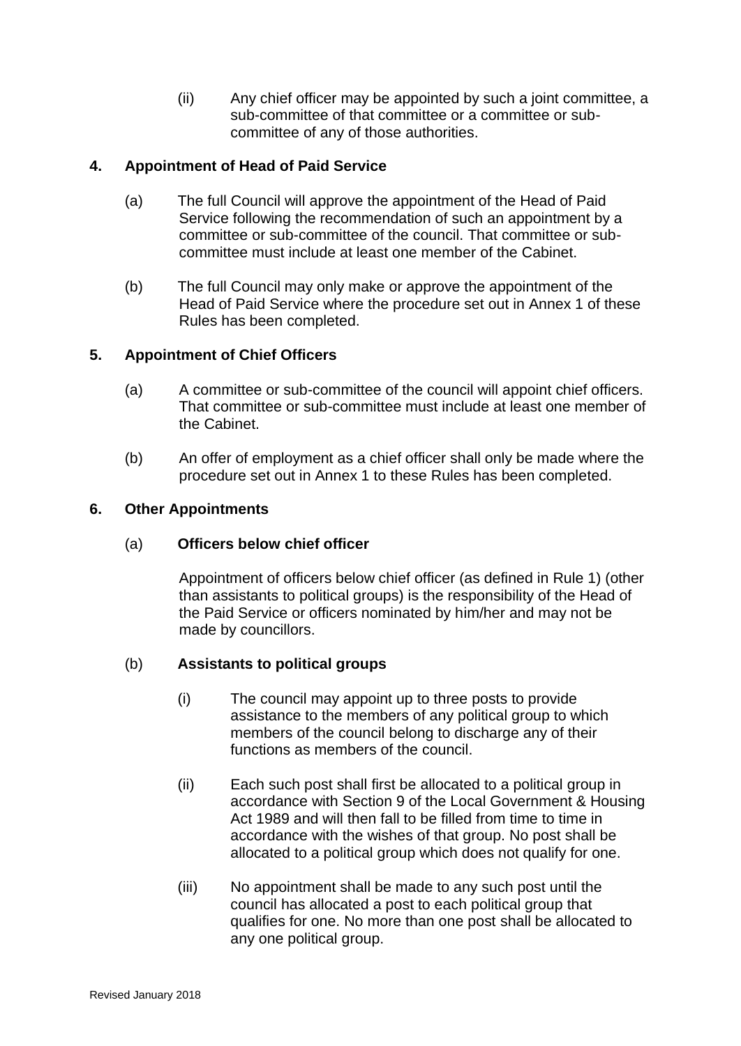(ii) Any chief officer may be appointed by such a joint committee, a sub-committee of that committee or a committee or sub-committee of any of those authorities.

## 4. Appointment of Head of Paid Service

(a) The full Council will approve the appointment of the Head of Paid Service following the recommendation of such an appointment by a committee or sub-committee of the council. That committee or sub-committee must include at least one member of the Cabinet.

(b) The full Council may only make or approve the appointment of the Head of Paid Service where the procedure set out in Annex 1 of these Rules has been completed.

## 5. Appointment of Chief Officers

(a) A committee or sub-committee of the council will appoint chief officers. That committee or sub-committee must include at least one member of the Cabinet.

(b) An offer of employment as a chief officer shall only be made where the procedure set out in Annex 1 to these Rules has been completed.

## 6. Other Appointments

### (a) Officers below chief officer

Appointment of officers below chief officer (as defined in Rule 1) (other than assistants to political groups) is the responsibility of the Head of the Paid Service or officers nominated by him/her and may not be made by councillors.

### (b) Assistants to political groups

(i) The council may appoint up to three posts to provide assistance to the members of any political group to which members of the council belong to discharge any of their functions as members of the council.

(ii) Each such post shall first be allocated to a political group in accordance with Section 9 of the Local Government & Housing Act 1989 and will then fall to be filled from time to time in accordance with the wishes of that group. No post shall be allocated to a political group which does not qualify for one.

(iii) No appointment shall be made to any such post until the council has allocated a post to each political group that qualifies for one. No more than one post shall be allocated to any one political group.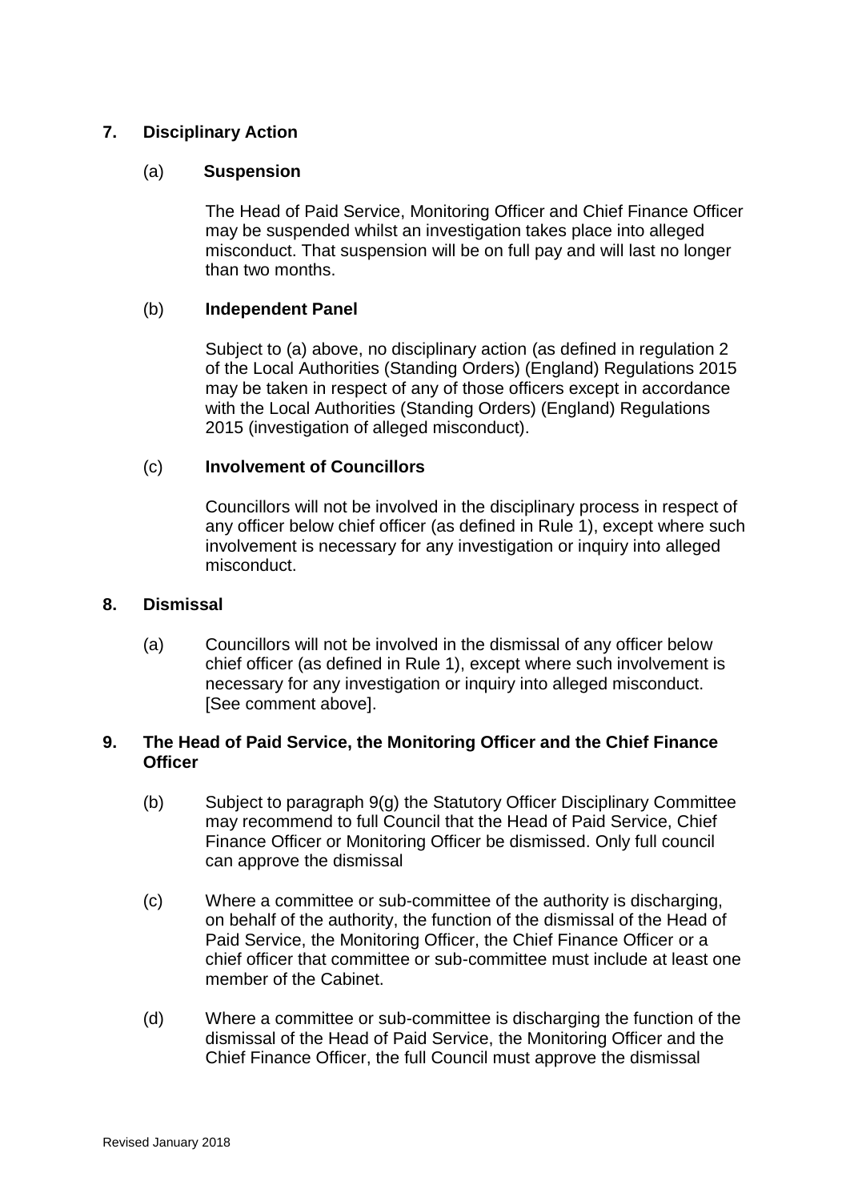## 7. Disciplinary Action

### (a) Suspension

The Head of Paid Service, Monitoring Officer and Chief Finance Officer may be suspended whilst an investigation takes place into alleged misconduct. That suspension will be on full pay and will last no longer than two months.

### (b) Independent Panel

Subject to (a) above, no disciplinary action (as defined in regulation 2 of the Local Authorities (Standing Orders) (England) Regulations 2015 may be taken in respect of any of those officers except in accordance with the Local Authorities (Standing Orders) (England) Regulations 2015 (investigation of alleged misconduct).

### (c) Involvement of Councillors

Councillors will not be involved in the disciplinary process in respect of any officer below chief officer (as defined in Rule 1), except where such involvement is necessary for any investigation or inquiry into alleged misconduct.

## 8. Dismissal

(a) Councillors will not be involved in the dismissal of any officer below chief officer (as defined in Rule 1), except where such involvement is necessary for any investigation or inquiry into alleged misconduct. [See comment above].

## 9. The Head of Paid Service, the Monitoring Officer and the Chief Finance Officer

(b) Subject to paragraph 9(g) the Statutory Officer Disciplinary Committee may recommend to full Council that the Head of Paid Service, Chief Finance Officer or Monitoring Officer be dismissed. Only full council can approve the dismissal

(c) Where a committee or sub-committee of the authority is discharging, on behalf of the authority, the function of the dismissal of the Head of Paid Service, the Monitoring Officer, the Chief Finance Officer or a chief officer that committee or sub-committee must include at least one member of the Cabinet.

(d) Where a committee or sub-committee is discharging the function of the dismissal of the Head of Paid Service, the Monitoring Officer and the Chief Finance Officer, the full Council must approve the dismissal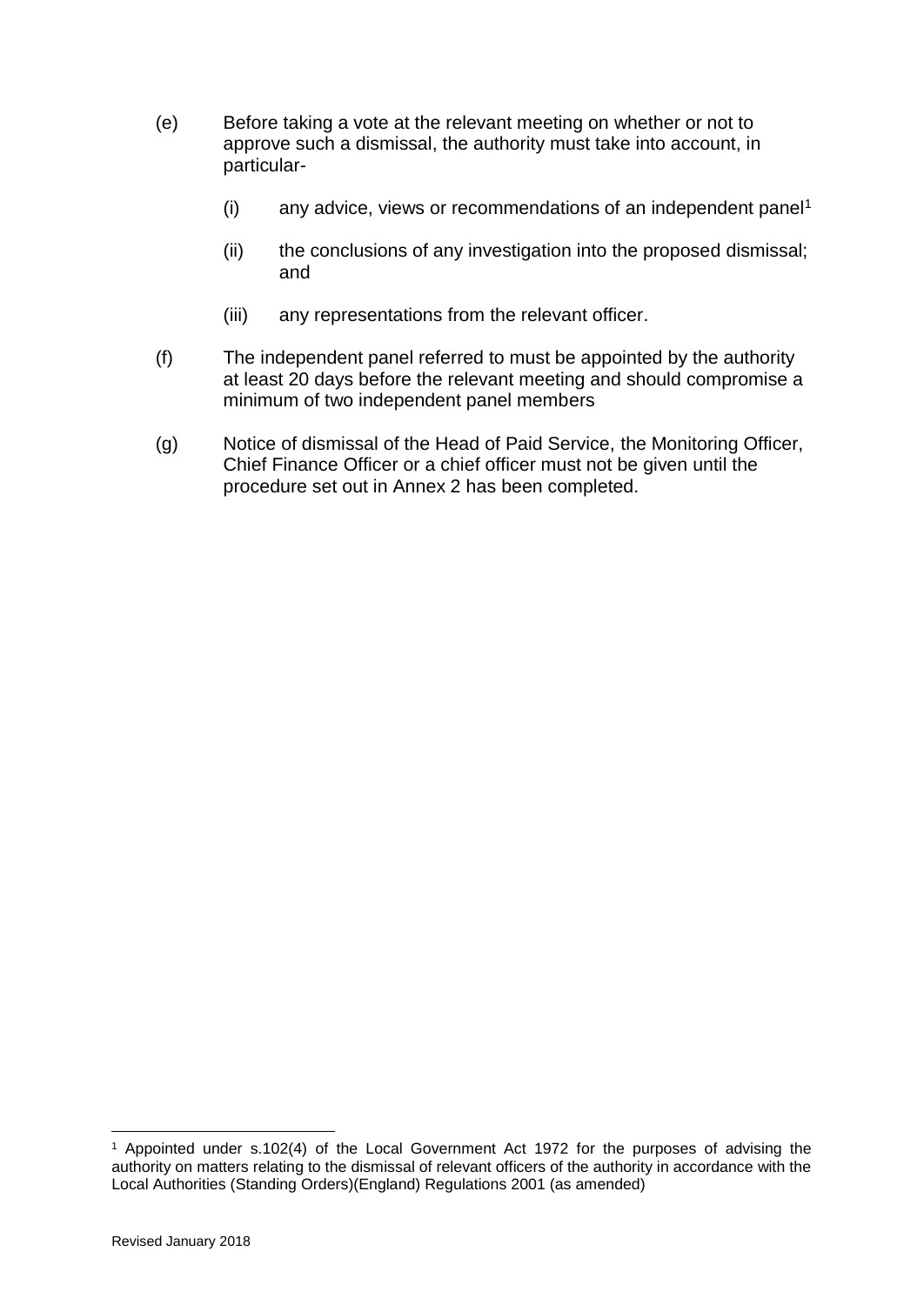(e) Before taking a vote at the relevant meeting on whether or not to approve such a dismissal, the authority must take into account, in particular-

   (i) any advice, views or recommendations of an independent panel[1]

   (ii) the conclusions of any investigation into the proposed dismissal; and

   (iii) any representations from the relevant officer.

(f) The independent panel referred to must be appointed by the authority at least 20 days before the relevant meeting and should compromise a minimum of two independent panel members

(g) Notice of dismissal of the Head of Paid Service, the Monitoring Officer, Chief Finance Officer or a chief officer must not be given until the procedure set out in Annex 2 has been completed.

[1] Appointed under s.102(4) of the Local Government Act 1972 for the purposes of advising the authority on matters relating to the dismissal of relevant officers of the authority in accordance with the Local Authorities (Standing Orders)(England) Regulations 2001 (as amended)

Revised January 2018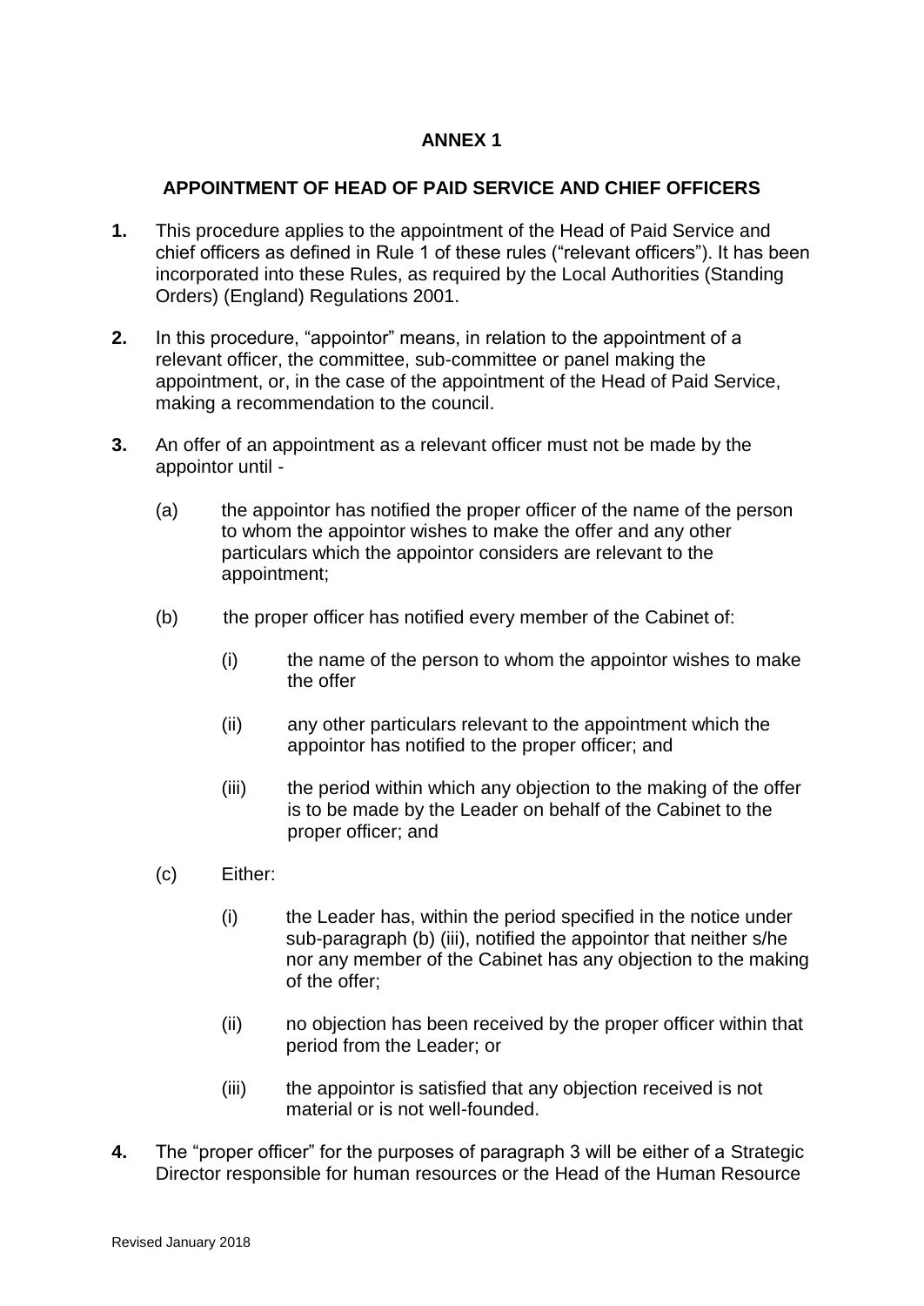**ANNEX 1**

**APPOINTMENT OF HEAD OF PAID SERVICE AND CHIEF OFFICERS**

**1.** This procedure applies to the appointment of the Head of Paid Service and chief officers as defined in Rule 1 of these rules ("relevant officers"). It has been incorporated into these Rules, as required by the Local Authorities (Standing Orders) (England) Regulations 2001.

**2.** In this procedure, "appointor" means, in relation to the appointment of a relevant officer, the committee, sub-committee or panel making the appointment, or, in the case of the appointment of the Head of Paid Service, making a recommendation to the council.

**3.** An offer of an appointment as a relevant officer must not be made by the appointor until -

(a) the appointor has notified the proper officer of the name of the person to whom the appointor wishes to make the offer and any other particulars which the appointor considers are relevant to the appointment;

(b) the proper officer has notified every member of the Cabinet of:

(i) the name of the person to whom the appointor wishes to make the offer

(ii) any other particulars relevant to the appointment which the appointor has notified to the proper officer; and

(iii) the period within which any objection to the making of the offer is to be made by the Leader on behalf of the Cabinet to the proper officer; and

(c) Either:

(i) the Leader has, within the period specified in the notice under sub-paragraph (b) (iii), notified the appointor that neither s/he nor any member of the Cabinet has any objection to the making of the offer;

(ii) no objection has been received by the proper officer within that period from the Leader; or

(iii) the appointor is satisfied that any objection received is not material or is not well-founded.

**4.** The "proper officer" for the purposes of paragraph 3 will be either of a Strategic Director responsible for human resources or the Head of the Human Resource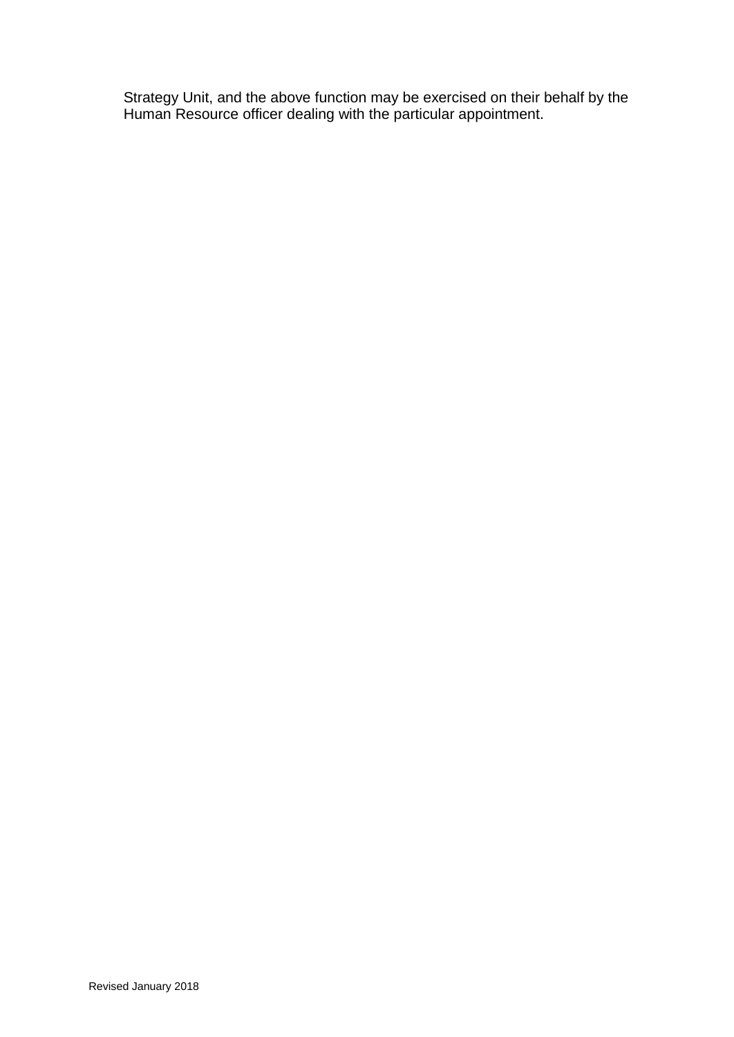Strategy Unit, and the above function may be exercised on their behalf by the Human Resource officer dealing with the particular appointment.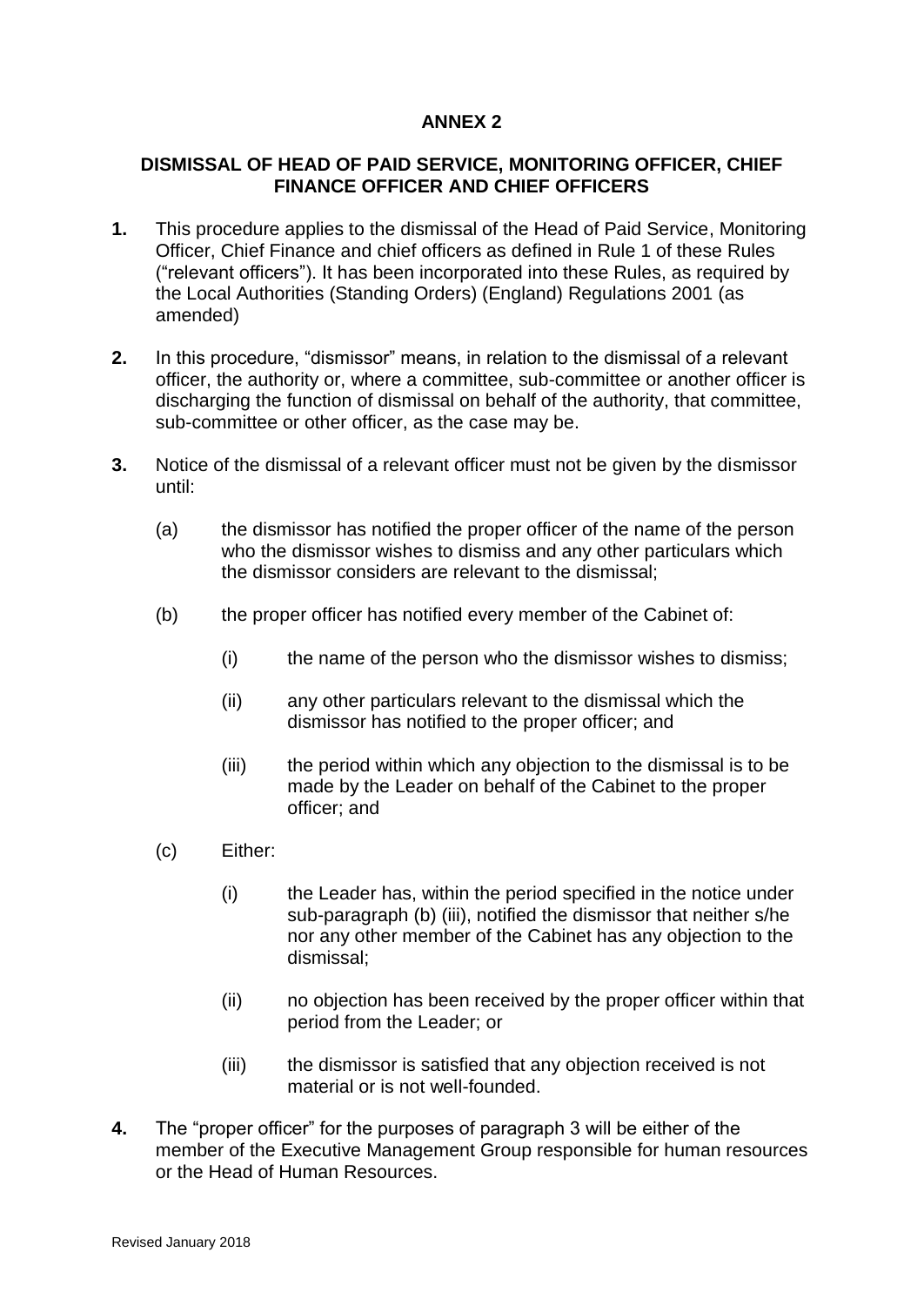# ANNEX 2

## DISMISSAL OF HEAD OF PAID SERVICE, MONITORING OFFICER, CHIEF FINANCE OFFICER AND CHIEF OFFICERS

**1.** This procedure applies to the dismissal of the Head of Paid Service, Monitoring Officer, Chief Finance and chief officers as defined in Rule 1 of these Rules ("relevant officers"). It has been incorporated into these Rules, as required by the Local Authorities (Standing Orders) (England) Regulations 2001 (as amended)

**2.** In this procedure, "dismissor" means, in relation to the dismissal of a relevant officer, the authority or, where a committee, sub-committee or another officer is discharging the function of dismissal on behalf of the authority, that committee, sub-committee or other officer, as the case may be.

**3.** Notice of the dismissal of a relevant officer must not be given by the dismissor until:

(a) the dismissor has notified the proper officer of the name of the person who the dismissor wishes to dismiss and any other particulars which the dismissor considers are relevant to the dismissal;

(b) the proper officer has notified every member of the Cabinet of:

(i) the name of the person who the dismissor wishes to dismiss;

(ii) any other particulars relevant to the dismissal which the dismissor has notified to the proper officer; and

(iii) the period within which any objection to the dismissal is to be made by the Leader on behalf of the Cabinet to the proper officer; and

(c) Either:

(i) the Leader has, within the period specified in the notice under sub-paragraph (b) (iii), notified the dismissor that neither s/he nor any other member of the Cabinet has any objection to the dismissal;

(ii) no objection has been received by the proper officer within that period from the Leader; or

(iii) the dismissor is satisfied that any objection received is not material or is not well-founded.

**4.** The "proper officer" for the purposes of paragraph 3 will be either of the member of the Executive Management Group responsible for human resources or the Head of Human Resources.

Revised January 2018